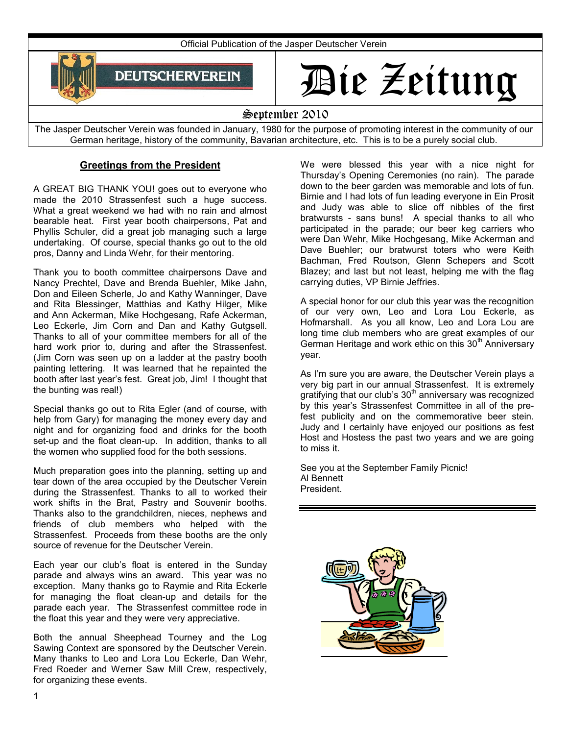Official Publication of the Jasper Deutscher Verein

DEUTSCHERVEREIN

# Die Zeitung

September 2010

The Jasper Deutscher Verein was founded in January, 1980 for the purpose of promoting interest in the community of our German heritage, history of the community, Bavarian architecture, etc. This is to be a purely social club.

## Greetings from the President

A GREAT BIG THANK YOU! goes out to everyone who made the 2010 Strassenfest such a huge success. What a great weekend we had with no rain and almost bearable heat. First year booth chairpersons, Pat and Phyllis Schuler, did a great job managing such a large undertaking. Of course, special thanks go out to the old pros, Danny and Linda Wehr, for their mentoring.

Thank you to booth committee chairpersons Dave and Nancy Prechtel, Dave and Brenda Buehler, Mike Jahn, Don and Eileen Scherle, Jo and Kathy Wanninger, Dave and Rita Blessinger, Matthias and Kathy Hilger, Mike and Ann Ackerman, Mike Hochgesang, Rafe Ackerman, Leo Eckerle, Jim Corn and Dan and Kathy Gutgsell. Thanks to all of your committee members for all of the hard work prior to, during and after the Strassenfest. (Jim Corn was seen up on a ladder at the pastry booth painting lettering. It was learned that he repainted the booth after last year's fest. Great job, Jim! I thought that the bunting was real!)

Special thanks go out to Rita Egler (and of course, with help from Gary) for managing the money every day and night and for organizing food and drinks for the booth set-up and the float clean-up. In addition, thanks to all the women who supplied food for the both sessions.

Much preparation goes into the planning, setting up and tear down of the area occupied by the Deutscher Verein during the Strassenfest. Thanks to all to worked their work shifts in the Brat, Pastry and Souvenir booths. Thanks also to the grandchildren, nieces, nephews and friends of club members who helped with the Strassenfest. Proceeds from these booths are the only source of revenue for the Deutscher Verein.

Each year our club's float is entered in the Sunday parade and always wins an award. This year was no exception. Many thanks go to Raymie and Rita Eckerle for managing the float clean-up and details for the parade each year. The Strassenfest committee rode in the float this year and they were very appreciative.

Both the annual Sheephead Tourney and the Log Sawing Context are sponsored by the Deutscher Verein. Many thanks to Leo and Lora Lou Eckerle, Dan Wehr, Fred Roeder and Werner Saw Mill Crew, respectively, for organizing these events.

We were blessed this year with a nice night for Thursday's Opening Ceremonies (no rain). The parade down to the beer garden was memorable and lots of fun. Birnie and I had lots of fun leading everyone in Ein Prosit and Judy was able to slice off nibbles of the first bratwursts - sans buns! A special thanks to all who participated in the parade; our beer keg carriers who were Dan Wehr, Mike Hochgesang, Mike Ackerman and Dave Buehler; our bratwurst toters who were Keith Bachman, Fred Routson, Glenn Schepers and Scott Blazey; and last but not least, helping me with the flag carrying duties, VP Birnie Jeffries.

A special honor for our club this year was the recognition of our very own, Leo and Lora Lou Eckerle, as Hofmarshall. As you all know, Leo and Lora Lou are long time club members who are great examples of our German Heritage and work ethic on this 30th Anniversary year.

As I'm sure you are aware, the Deutscher Verein plays a very big part in our annual Strassenfest. It is extremely gratifying that our club's 30th anniversary was recognized by this year's Strassenfest Committee in all of the pre-fest publicity and on the commemorative beer stein. Judy and I certainly have enjoyed our positions as fest Host and Hostess the past two years and we are going to miss it.

See you at the September Family Picnic!
Al Bennett
President.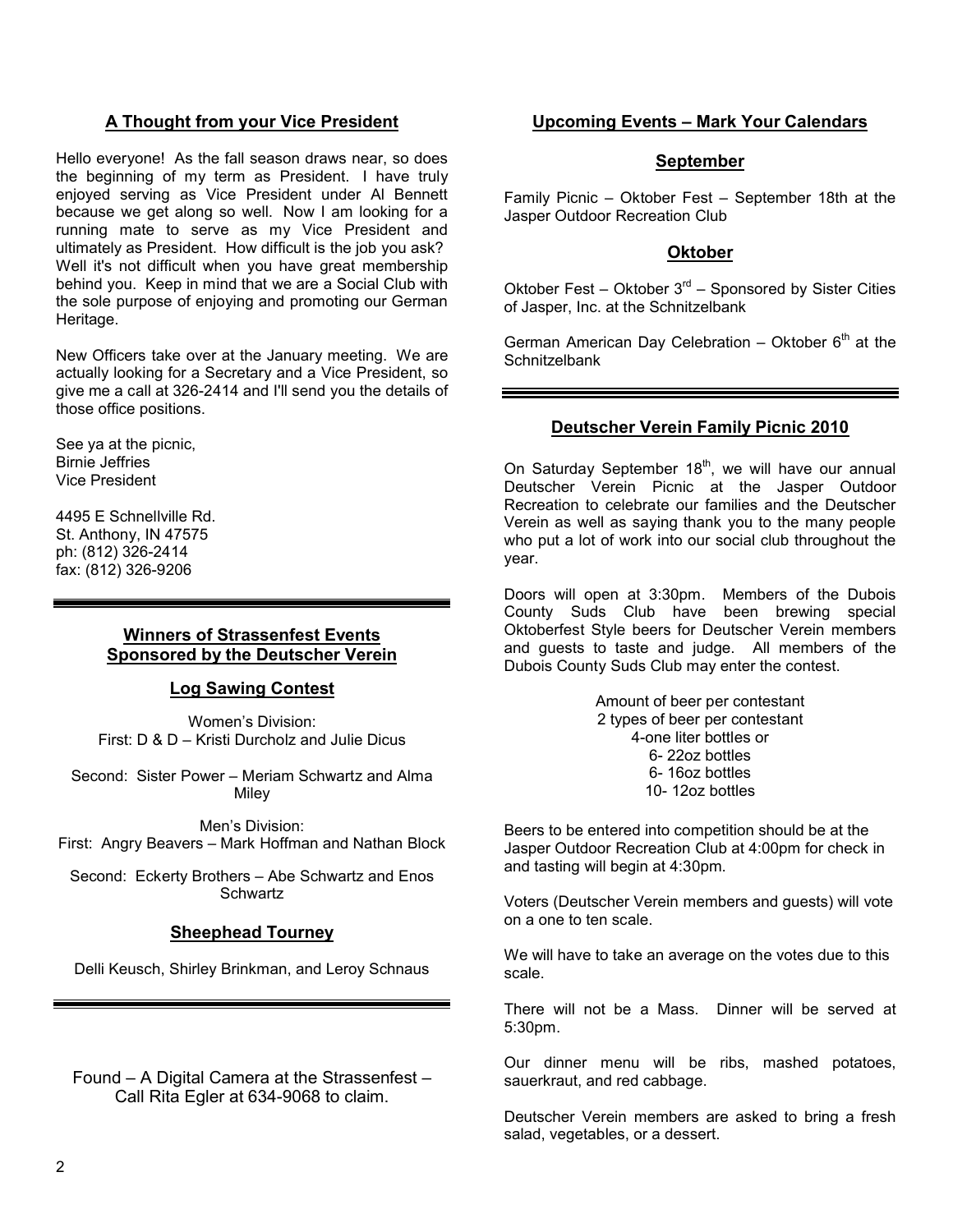## A Thought from your Vice President

Hello everyone! As the fall season draws near, so does the beginning of my term as President. I have truly enjoyed serving as Vice President under Al Bennett because we get along so well. Now I am looking for a running mate to serve as my Vice President and ultimately as President. How difficult is the job you ask? Well it's not difficult when you have great membership behind you. Keep in mind that we are a Social Club with the sole purpose of enjoying and promoting our German Heritage.

New Officers take over at the January meeting. We are actually looking for a Secretary and a Vice President, so give me a call at 326-2414 and I'll send you the details of those office positions.

See ya at the picnic,
Birnie Jeffries
Vice President

4495 E Schnellville Rd.
St. Anthony, IN 47575
ph: (812) 326-2414
fax: (812) 326-9206

## Winners of Strassenfest Events Sponsored by the Deutscher Verein

### Log Sawing Contest

Women's Division:
First: D & D – Kristi Durcholz and Julie Dicus

Second: Sister Power – Meriam Schwartz and Alma Miley

Men's Division:
First: Angry Beavers – Mark Hoffman and Nathan Block

Second: Eckerty Brothers – Abe Schwartz and Enos Schwartz

### Sheephead Tourney

Delli Keusch, Shirley Brinkman, and Leroy Schnaus

Found – A Digital Camera at the Strassenfest – Call Rita Egler at 634-9068 to claim.

## Upcoming Events – Mark Your Calendars

### September

Family Picnic – Oktober Fest – September 18th at the Jasper Outdoor Recreation Club

### Oktober

Oktober Fest – Oktober 3rd – Sponsored by Sister Cities of Jasper, Inc. at the Schnitzelbank

German American Day Celebration – Oktober 6th at the Schnitzelbank

## Deutscher Verein Family Picnic 2010

On Saturday September 18th, we will have our annual Deutscher Verein Picnic at the Jasper Outdoor Recreation to celebrate our families and the Deutscher Verein as well as saying thank you to the many people who put a lot of work into our social club throughout the year.

Doors will open at 3:30pm. Members of the Dubois County Suds Club have been brewing special Oktoberfest Style beers for Deutscher Verein members and guests to taste and judge. All members of the Dubois County Suds Club may enter the contest.

Amount of beer per contestant
2 types of beer per contestant
4-one liter bottles or
6- 22oz bottles
6- 16oz bottles
10- 12oz bottles

Beers to be entered into competition should be at the Jasper Outdoor Recreation Club at 4:00pm for check in and tasting will begin at 4:30pm.

Voters (Deutscher Verein members and guests) will vote on a one to ten scale.

We will have to take an average on the votes due to this scale.

There will not be a Mass. Dinner will be served at 5:30pm.

Our dinner menu will be ribs, mashed potatoes, sauerkraut, and red cabbage.

Deutscher Verein members are asked to bring a fresh salad, vegetables, or a dessert.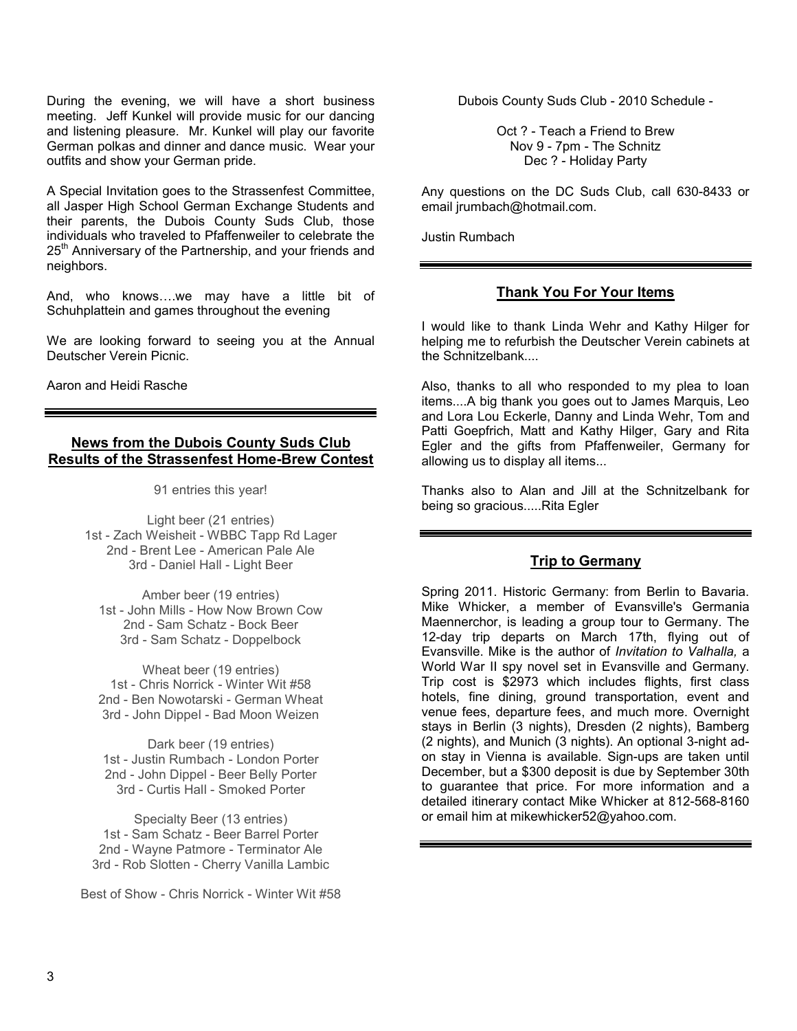During the evening, we will have a short business meeting. Jeff Kunkel will provide music for our dancing and listening pleasure. Mr. Kunkel will play our favorite German polkas and dinner and dance music. Wear your outfits and show your German pride.

A Special Invitation goes to the Strassenfest Committee, all Jasper High School German Exchange Students and their parents, the Dubois County Suds Club, those individuals who traveled to Pfaffenweiler to celebrate the 25th Anniversary of the Partnership, and your friends and neighbors.

And, who knows….we may have a little bit of Schuhplattein and games throughout the evening

We are looking forward to seeing you at the Annual Deutscher Verein Picnic.

Aaron and Heidi Rasche

---

## News from the Dubois County Suds Club
## Results of the Strassenfest Home-Brew Contest

91 entries this year!

Light beer (21 entries)
1st - Zach Weisheit - WBBC Tapp Rd Lager
2nd - Brent Lee - American Pale Ale
3rd - Daniel Hall - Light Beer

Amber beer (19 entries)
1st - John Mills - How Now Brown Cow
2nd - Sam Schatz - Bock Beer
3rd - Sam Schatz - Doppelbock

Wheat beer (19 entries)
1st - Chris Norrick - Winter Wit #58
2nd - Ben Nowotarski - German Wheat
3rd - John Dippel - Bad Moon Weizen

Dark beer (19 entries)
1st - Justin Rumbach - London Porter
2nd - John Dippel - Beer Belly Porter
3rd - Curtis Hall - Smoked Porter

Specialty Beer (13 entries)
1st - Sam Schatz - Beer Barrel Porter
2nd - Wayne Patmore - Terminator Ale
3rd - Rob Slotten - Cherry Vanilla Lambic

Best of Show - Chris Norrick - Winter Wit #58

Dubois County Suds Club - 2010 Schedule -

Oct ? - Teach a Friend to Brew
Nov 9 - 7pm - The Schnitz
Dec ? - Holiday Party

Any questions on the DC Suds Club, call 630-8433 or email jrumbach@hotmail.com.

Justin Rumbach

---

## Thank You For Your Items

I would like to thank Linda Wehr and Kathy Hilger for helping me to refurbish the Deutscher Verein cabinets at the Schnitzelbank....

Also, thanks to all who responded to my plea to loan items....A big thank you goes out to James Marquis, Leo and Lora Lou Eckerle, Danny and Linda Wehr, Tom and Patti Goepfrich, Matt and Kathy Hilger, Gary and Rita Egler and the gifts from Pfaffenweiler, Germany for allowing us to display all items...

Thanks also to Alan and Jill at the Schnitzelbank for being so gracious.....Rita Egler

---

## Trip to Germany

Spring 2011. Historic Germany: from Berlin to Bavaria. Mike Whicker, a member of Evansville's Germania Maennerchor, is leading a group tour to Germany. The 12-day trip departs on March 17th, flying out of Evansville. Mike is the author of *Invitation to Valhalla,* a World War II spy novel set in Evansville and Germany. Trip cost is $2973 which includes flights, first class hotels, fine dining, ground transportation, event and venue fees, departure fees, and much more. Overnight stays in Berlin (3 nights), Dresden (2 nights), Bamberg (2 nights), and Munich (3 nights). An optional 3-night add-on stay in Vienna is available. Sign-ups are taken until December, but a $300 deposit is due by September 30th to guarantee that price. For more information and a detailed itinerary contact Mike Whicker at 812-568-8160 or email him at mikewhicker52@yahoo.com.

---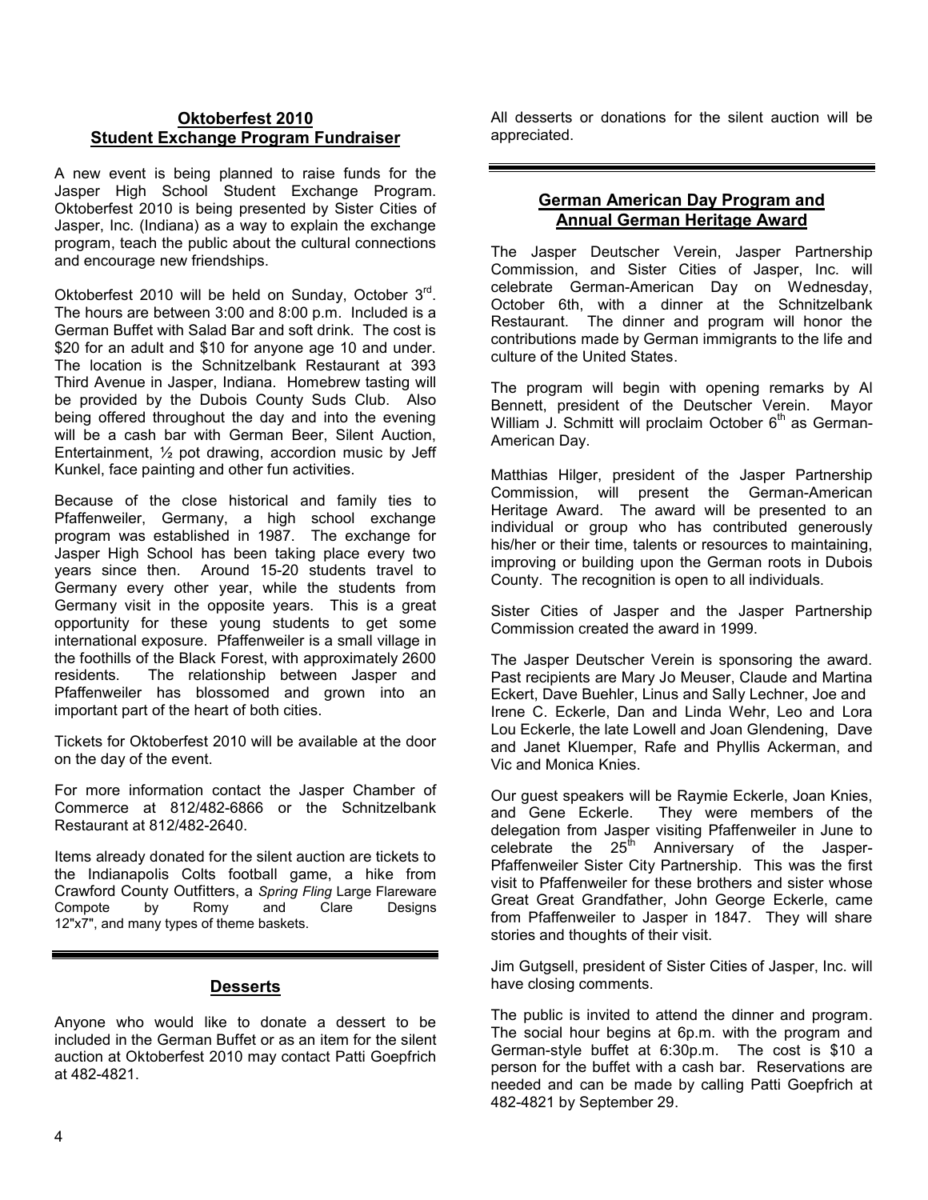## Oktoberfest 2010 Student Exchange Program Fundraiser

A new event is being planned to raise funds for the Jasper High School Student Exchange Program. Oktoberfest 2010 is being presented by Sister Cities of Jasper, Inc. (Indiana) as a way to explain the exchange program, teach the public about the cultural connections and encourage new friendships.

Oktoberfest 2010 will be held on Sunday, October 3rd. The hours are between 3:00 and 8:00 p.m. Included is a German Buffet with Salad Bar and soft drink. The cost is $20 for an adult and $10 for anyone age 10 and under. The location is the Schnitzelbank Restaurant at 393 Third Avenue in Jasper, Indiana. Homebrew tasting will be provided by the Dubois County Suds Club. Also being offered throughout the day and into the evening will be a cash bar with German Beer, Silent Auction, Entertainment, ½ pot drawing, accordion music by Jeff Kunkel, face painting and other fun activities.

Because of the close historical and family ties to Pfaffenweiler, Germany, a high school exchange program was established in 1987. The exchange for Jasper High School has been taking place every two years since then. Around 15-20 students travel to Germany every other year, while the students from Germany visit in the opposite years. This is a great opportunity for these young students to get some international exposure. Pfaffenweiler is a small village in the foothills of the Black Forest, with approximately 2600 residents. The relationship between Jasper and Pfaffenweiler has blossomed and grown into an important part of the heart of both cities.

Tickets for Oktoberfest 2010 will be available at the door on the day of the event.

For more information contact the Jasper Chamber of Commerce at 812/482-6866 or the Schnitzelbank Restaurant at 812/482-2640.

Items already donated for the silent auction are tickets to the Indianapolis Colts football game, a hike from Crawford County Outfitters, a *Spring Fling* Large Flareware Compote by Romy and Clare Designs 12"x7", and many types of theme baskets.

## Desserts

Anyone who would like to donate a dessert to be included in the German Buffet or as an item for the silent auction at Oktoberfest 2010 may contact Patti Goepfrich at 482-4821.

All desserts or donations for the silent auction will be appreciated.

## German American Day Program and Annual German Heritage Award

The Jasper Deutscher Verein, Jasper Partnership Commission, and Sister Cities of Jasper, Inc. will celebrate German-American Day on Wednesday, October 6th, with a dinner at the Schnitzelbank Restaurant. The dinner and program will honor the contributions made by German immigrants to the life and culture of the United States.

The program will begin with opening remarks by Al Bennett, president of the Deutscher Verein. Mayor William J. Schmitt will proclaim October 6th as German-American Day.

Matthias Hilger, president of the Jasper Partnership Commission, will present the German-American Heritage Award. The award will be presented to an individual or group who has contributed generously his/her or their time, talents or resources to maintaining, improving or building upon the German roots in Dubois County. The recognition is open to all individuals.

Sister Cities of Jasper and the Jasper Partnership Commission created the award in 1999.

The Jasper Deutscher Verein is sponsoring the award. Past recipients are Mary Jo Meuser, Claude and Martina Eckert, Dave Buehler, Linus and Sally Lechner, Joe and Irene C. Eckerle, Dan and Linda Wehr, Leo and Lora Lou Eckerle, the late Lowell and Joan Glendening, Dave and Janet Kluemper, Rafe and Phyllis Ackerman, and Vic and Monica Knies.

Our guest speakers will be Raymie Eckerle, Joan Knies, and Gene Eckerle. They were members of the delegation from Jasper visiting Pfaffenweiler in June to celebrate the 25th Anniversary of the Jasper-Pfaffenweiler Sister City Partnership. This was the first visit to Pfaffenweiler for these brothers and sister whose Great Great Grandfather, John George Eckerle, came from Pfaffenweiler to Jasper in 1847. They will share stories and thoughts of their visit.

Jim Gutgsell, president of Sister Cities of Jasper, Inc. will have closing comments.

The public is invited to attend the dinner and program. The social hour begins at 6p.m. with the program and German-style buffet at 6:30p.m. The cost is $10 a person for the buffet with a cash bar. Reservations are needed and can be made by calling Patti Goepfrich at 482-4821 by September 29.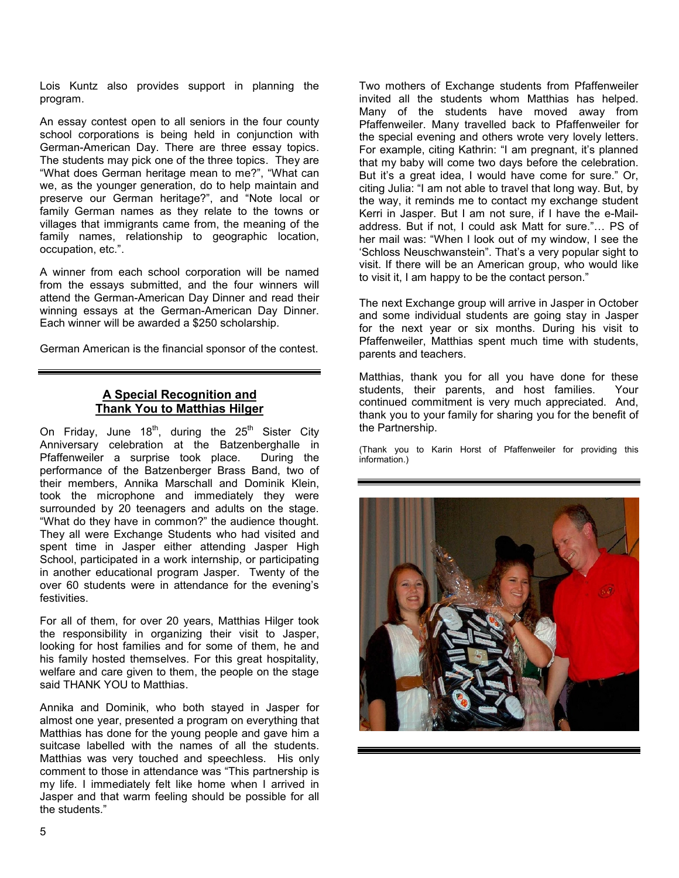Lois Kuntz also provides support in planning the program.

An essay contest open to all seniors in the four county school corporations is being held in conjunction with German-American Day. There are three essay topics. The students may pick one of the three topics. They are "What does German heritage mean to me?", "What can we, as the younger generation, do to help maintain and preserve our German heritage?", and "Note local or family German names as they relate to the towns or villages that immigrants came from, the meaning of the family names, relationship to geographic location, occupation, etc.".

A winner from each school corporation will be named from the essays submitted, and the four winners will attend the German-American Day Dinner and read their winning essays at the German-American Day Dinner. Each winner will be awarded a $250 scholarship.

German American is the financial sponsor of the contest.

## A Special Recognition and Thank You to Matthias Hilger

On Friday, June 18th, during the 25th Sister City Anniversary celebration at the Batzenberghalle in Pfaffenweiler a surprise took place. During the performance of the Batzenberger Brass Band, two of their members, Annika Marschall and Dominik Klein, took the microphone and immediately they were surrounded by 20 teenagers and adults on the stage. "What do they have in common?" the audience thought. They all were Exchange Students who had visited and spent time in Jasper either attending Jasper High School, participated in a work internship, or participating in another educational program Jasper. Twenty of the over 60 students were in attendance for the evening's festivities.

For all of them, for over 20 years, Matthias Hilger took the responsibility in organizing their visit to Jasper, looking for host families and for some of them, he and his family hosted themselves. For this great hospitality, welfare and care given to them, the people on the stage said THANK YOU to Matthias.

Annika and Dominik, who both stayed in Jasper for almost one year, presented a program on everything that Matthias has done for the young people and gave him a suitcase labelled with the names of all the students. Matthias was very touched and speechless. His only comment to those in attendance was "This partnership is my life. I immediately felt like home when I arrived in Jasper and that warm feeling should be possible for all the students."

Two mothers of Exchange students from Pfaffenweiler invited all the students whom Matthias has helped. Many of the students have moved away from Pfaffenweiler. Many travelled back to Pfaffenweiler for the special evening and others wrote very lovely letters. For example, citing Kathrin: "I am pregnant, it's planned that my baby will come two days before the celebration. But it's a great idea, I would have come for sure." Or, citing Julia: "I am not able to travel that long way. But, by the way, it reminds me to contact my exchange student Kerri in Jasper. But I am not sure, if I have the e-Mail-address. But if not, I could ask Matt for sure."… PS of her mail was: "When I look out of my window, I see the 'Schloss Neuschwanstein". That's a very popular sight to visit. If there will be an American group, who would like to visit it, I am happy to be the contact person."

The next Exchange group will arrive in Jasper in October and some individual students are going stay in Jasper for the next year or six months. During his visit to Pfaffenweiler, Matthias spent much time with students, parents and teachers.

Matthias, thank you for all you have done for these students, their parents, and host families. Your continued commitment is very much appreciated. And, thank you to your family for sharing you for the benefit of the Partnership.

(Thank you to Karin Horst of Pfaffenweiler for providing this information.)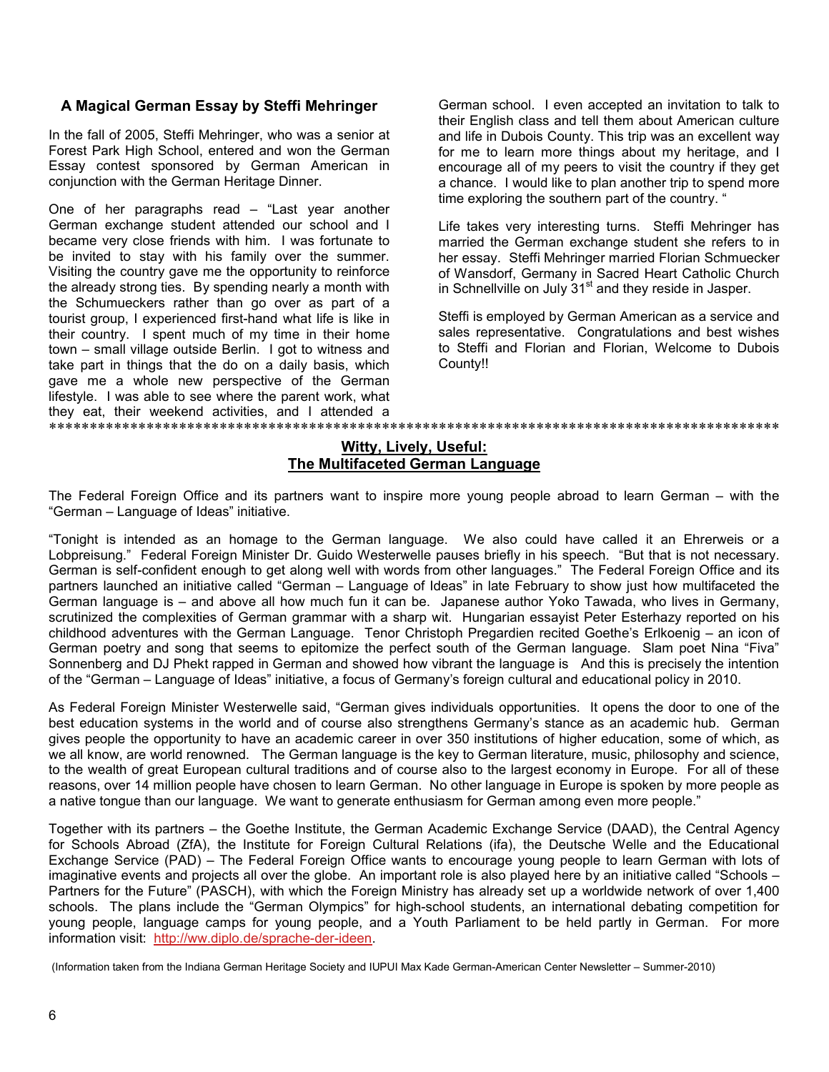### A Magical German Essay by Steffi Mehringer

In the fall of 2005, Steffi Mehringer, who was a senior at Forest Park High School, entered and won the German Essay contest sponsored by German American in conjunction with the German Heritage Dinner.

One of her paragraphs read – "Last year another German exchange student attended our school and I became very close friends with him. I was fortunate to be invited to stay with his family over the summer. Visiting the country gave me the opportunity to reinforce the already strong ties. By spending nearly a month with the Schumueckers rather than go over as part of a tourist group, I experienced first-hand what life is like in their country. I spent much of my time in their home town – small village outside Berlin. I got to witness and take part in things that the do on a daily basis, which gave me a whole new perspective of the German lifestyle. I was able to see where the parent work, what they eat, their weekend activities, and I attended a German school. I even accepted an invitation to talk to their English class and tell them about American culture and life in Dubois County. This trip was an excellent way for me to learn more things about my heritage, and I encourage all of my peers to visit the country if they get a chance. I would like to plan another trip to spend more time exploring the southern part of the country. "

Life takes very interesting turns. Steffi Mehringer has married the German exchange student she refers to in her essay. Steffi Mehringer married Florian Schmuecker of Wansdorf, Germany in Sacred Heart Catholic Church in Schnellville on July 31st and they reside in Jasper.

Steffi is employed by German American as a service and sales representative. Congratulations and best wishes to Steffi and Florian and Florian, Welcome to Dubois County!!

***************************************************************************************************

## Witty, Lively, Useful: The Multifaceted German Language

The Federal Foreign Office and its partners want to inspire more young people abroad to learn German – with the "German – Language of Ideas" initiative.

"Tonight is intended as an homage to the German language. We also could have called it an Ehrerweis or a Lobpreisung." Federal Foreign Minister Dr. Guido Westerwelle pauses briefly in his speech. "But that is not necessary. German is self-confident enough to get along well with words from other languages." The Federal Foreign Office and its partners launched an initiative called "German – Language of Ideas" in late February to show just how multifaceted the German language is – and above all how much fun it can be. Japanese author Yoko Tawada, who lives in Germany, scrutinized the complexities of German grammar with a sharp wit. Hungarian essayist Peter Esterhazy reported on his childhood adventures with the German Language. Tenor Christoph Pregardien recited Goethe's Erlkoenig – an icon of German poetry and song that seems to epitomize the perfect south of the German language. Slam poet Nina "Fiva" Sonnenberg and DJ Phekt rapped in German and showed how vibrant the language is And this is precisely the intention of the "German – Language of Ideas" initiative, a focus of Germany's foreign cultural and educational policy in 2010.

As Federal Foreign Minister Westerwelle said, "German gives individuals opportunities. It opens the door to one of the best education systems in the world and of course also strengthens Germany's stance as an academic hub. German gives people the opportunity to have an academic career in over 350 institutions of higher education, some of which, as we all know, are world renowned. The German language is the key to German literature, music, philosophy and science, to the wealth of great European cultural traditions and of course also to the largest economy in Europe. For all of these reasons, over 14 million people have chosen to learn German. No other language in Europe is spoken by more people as a native tongue than our language. We want to generate enthusiasm for German among even more people."

Together with its partners – the Goethe Institute, the German Academic Exchange Service (DAAD), the Central Agency for Schools Abroad (ZfA), the Institute for Foreign Cultural Relations (ifa), the Deutsche Welle and the Educational Exchange Service (PAD) – The Federal Foreign Office wants to encourage young people to learn German with lots of imaginative events and projects all over the globe. An important role is also played here by an initiative called "Schools – Partners for the Future" (PASCH), with which the Foreign Ministry has already set up a worldwide network of over 1,400 schools. The plans include the "German Olympics" for high-school students, an international debating competition for young people, language camps for young people, and a Youth Parliament to be held partly in German. For more information visit: http://ww.diplo.de/sprache-der-ideen.

(Information taken from the Indiana German Heritage Society and IUPUI Max Kade German-American Center Newsletter – Summer-2010)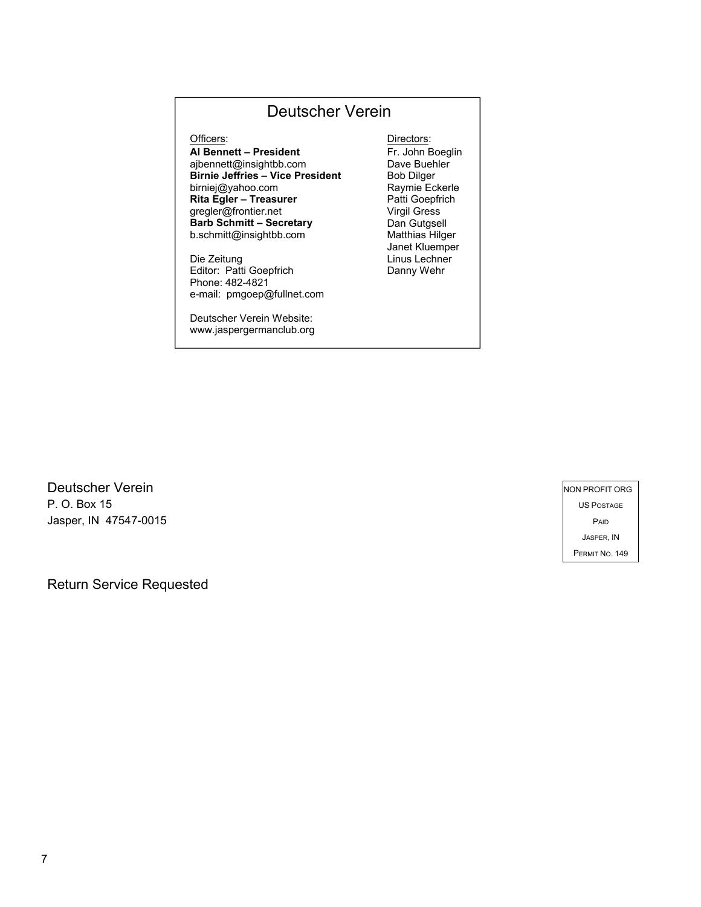# Deutscher Verein

Officers:

**Al Bennett – President**
ajbennett@insightbb.com
**Birnie Jeffries – Vice President**
birniej@yahoo.com
**Rita Egler – Treasurer**
gregler@frontier.net
**Barb Schmitt – Secretary**
b.schmitt@insightbb.com

Die Zeitung
Editor: Patti Goepfrich
Phone: 482-4821
e-mail: pmgoep@fullnet.com

Deutscher Verein Website:
www.jaspergermanclub.org

Directors:

Fr. John Boeglin
Dave Buehler
Bob Dilger
Raymie Eckerle
Patti Goepfrich
Virgil Gress
Dan Gutgsell
Matthias Hilger
Janet Kluemper
Linus Lechner
Danny Wehr

Deutscher Verein
P. O. Box 15
Jasper, IN 47547-0015

NON PROFIT ORG
US POSTAGE
PAID
JASPER, IN
PERMIT NO. 149

Return Service Requested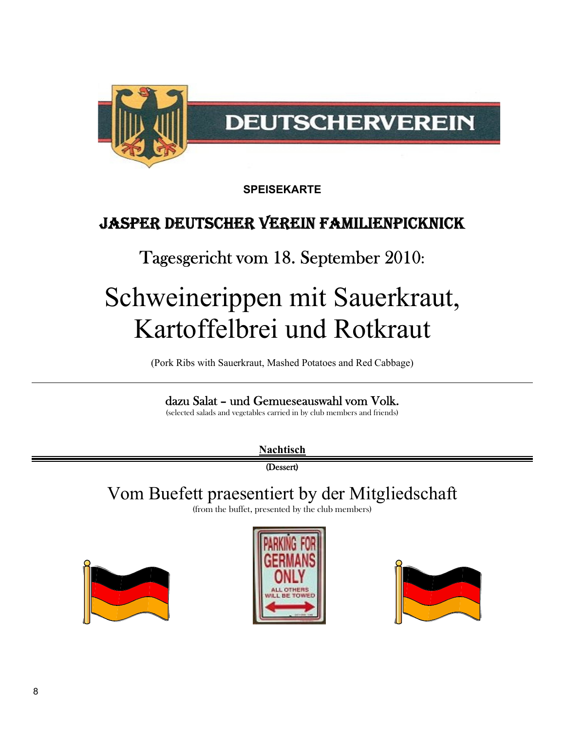DEUTSCHERVEREIN

**SPEISEKARTE**

# JASPER DEUTSCHER VEREIN FAMILIENPICKNICK

## Tagesgericht vom 18. September 2010:

# Schweinerippen mit Sauerkraut, Kartoffelbrei und Rotkraut

(Pork Ribs with Sauerkraut, Mashed Potatoes and Red Cabbage)

---

**dazu Salat – und Gemueseauswahl vom Volk.**

(selected salads and vegetables carried in by club members and friends)

**Nachtisch**

---

**(Dessert)**

## Vom Buefett praesentiert by der Mitgliedschaft

(from the buffet, presented by the club members)

PARKING FOR GERMANS ONLY

ALL OTHERS WILL BE TOWED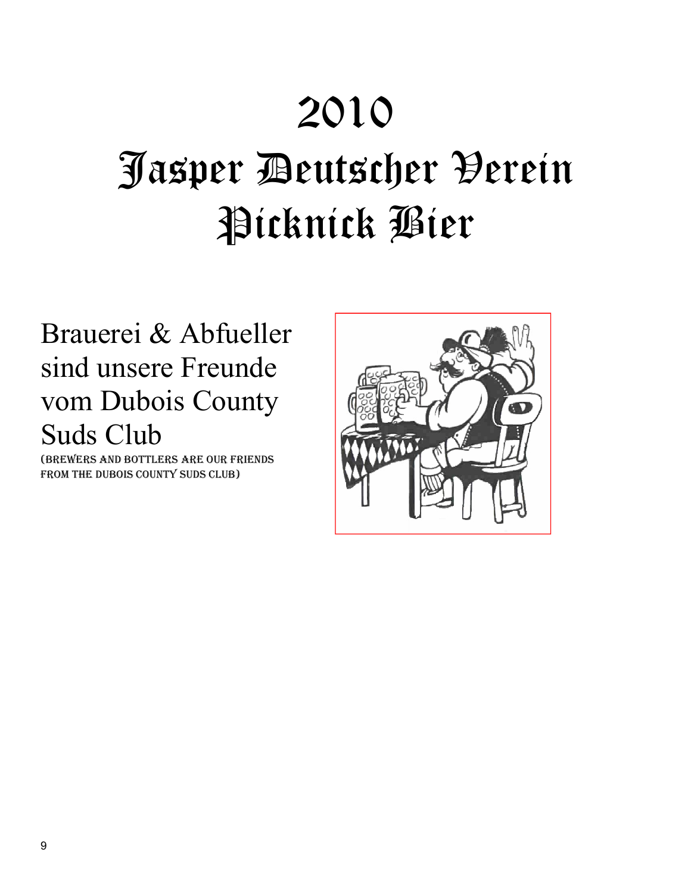# 2010
# Jasper Deutscher Verein
# Picknick Bier

Brauerei & Abfueller sind unsere Freunde vom Dubois County Suds Club

(BREWERS AND BOTTLERS ARE OUR FRIENDS FROM THE DUBOIS COUNTY SUDS CLUB)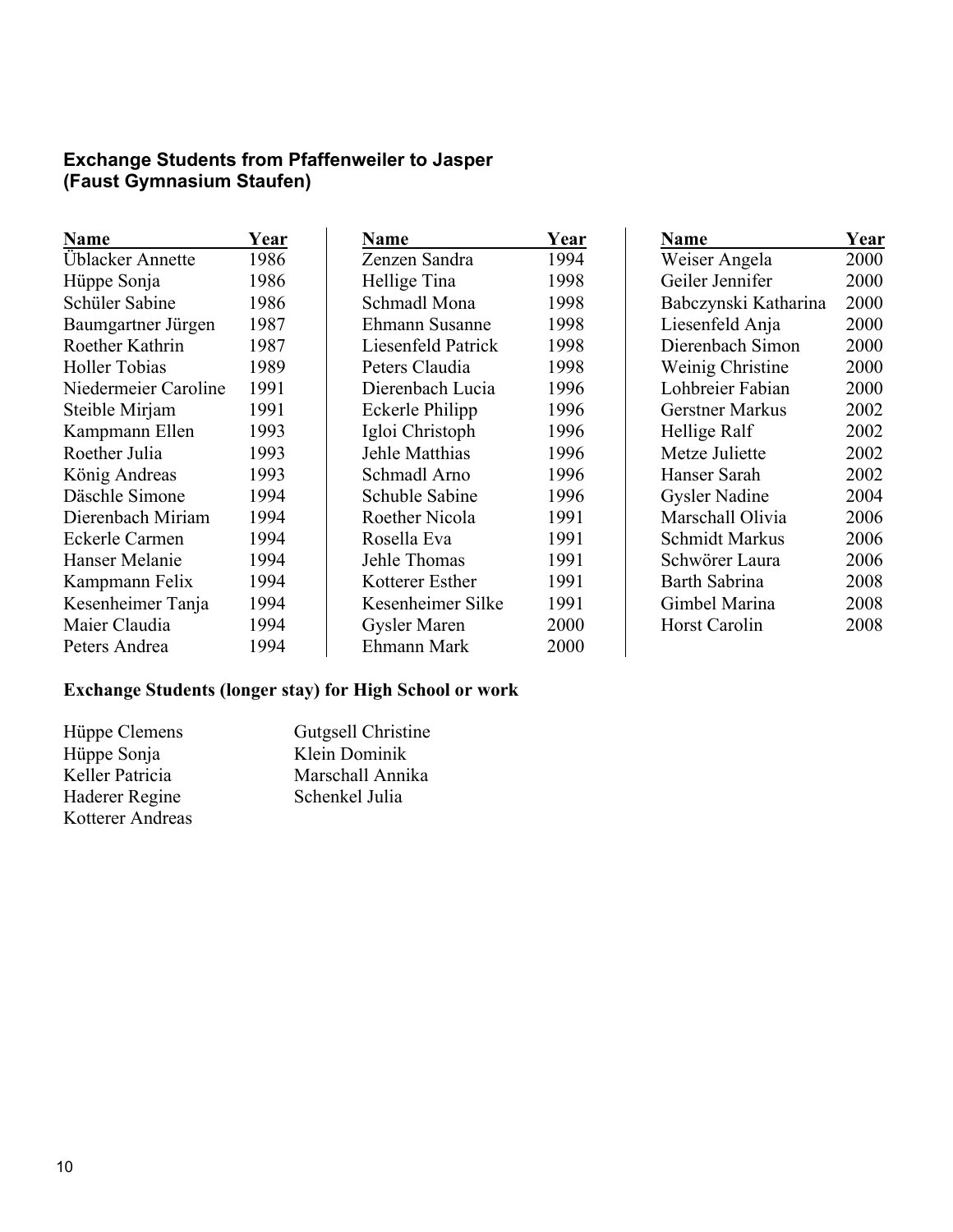### Exchange Students from Pfaffenweiler to Jasper (Faust Gymnasium Staufen)

| Name | Year | Name | Year | Name | Year |
|---|---|---|---|---|---|
| Üblacker Annette | 1986 | Zenzen Sandra | 1994 | Weiser Angela | 2000 |
| Hüppe Sonja | 1986 | Hellige Tina | 1998 | Geiler Jennifer | 2000 |
| Schüler Sabine | 1986 | Schmadl Mona | 1998 | Babczynski Katharina | 2000 |
| Baumgartner Jürgen | 1987 | Ehmann Susanne | 1998 | Liesenfeld Anja | 2000 |
| Roether Kathrin | 1987 | Liesenfeld Patrick | 1998 | Dierenbach Simon | 2000 |
| Holler Tobias | 1989 | Peters Claudia | 1998 | Weinig Christine | 2000 |
| Niedermeier Caroline | 1991 | Dierenbach Lucia | 1996 | Lohbreier Fabian | 2000 |
| Steible Mirjam | 1991 | Eckerle Philipp | 1996 | Gerstner Markus | 2002 |
| Kampmann Ellen | 1993 | Igloi Christoph | 1996 | Hellige Ralf | 2002 |
| Roether Julia | 1993 | Jehle Matthias | 1996 | Metze Juliette | 2002 |
| König Andreas | 1993 | Schmadl Arno | 1996 | Hanser Sarah | 2002 |
| Däschle Simone | 1994 | Schuble Sabine | 1996 | Gysler Nadine | 2004 |
| Dierenbach Miriam | 1994 | Roether Nicola | 1991 | Marschall Olivia | 2006 |
| Eckerle Carmen | 1994 | Rosella Eva | 1991 | Schmidt Markus | 2006 |
| Hanser Melanie | 1994 | Jehle Thomas | 1991 | Schwörer Laura | 2006 |
| Kampmann Felix | 1994 | Kotterer Esther | 1991 | Barth Sabrina | 2008 |
| Kesenheimer Tanja | 1994 | Kesenheimer Silke | 1991 | Gimbel Marina | 2008 |
| Maier Claudia | 1994 | Gysler Maren | 2000 | Horst Carolin | 2008 |
| Peters Andrea | 1994 | Ehmann Mark | 2000 | | |

**Exchange Students (longer stay) for High School or work**

Hüppe Clemens
Hüppe Sonja
Keller Patricia
Haderer Regine
Kotterer Andreas
Gutgsell Christine
Klein Dominik
Marschall Annika
Schenkel Julia